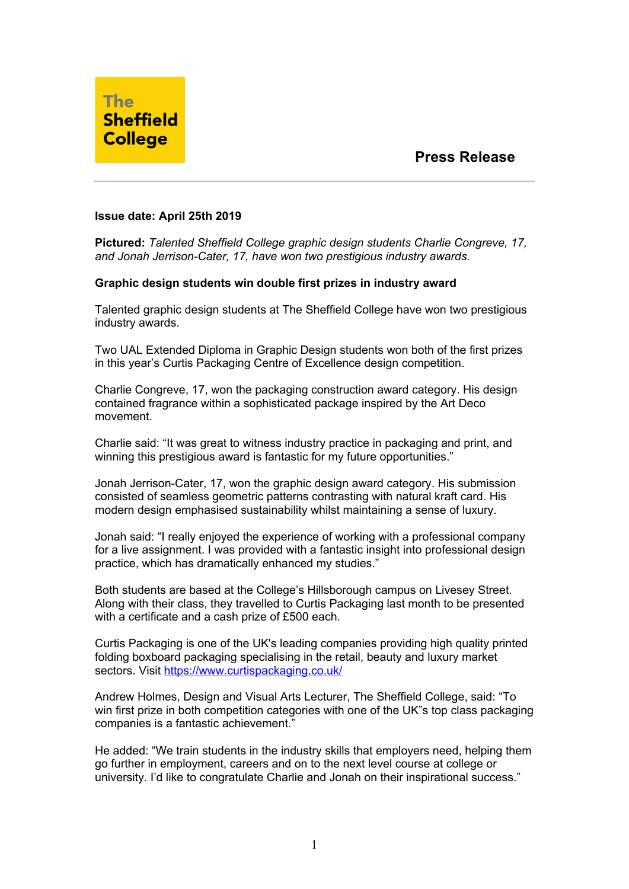The Sheffield College

**Press Release**

---

**Issue date: April 25th 2019**

**Pictured:** *Talented Sheffield College graphic design students Charlie Congreve, 17, and Jonah Jerrison-Cater, 17, have won two prestigious industry awards.*

**Graphic design students win double first prizes in industry award**

Talented graphic design students at The Sheffield College have won two prestigious industry awards.

Two UAL Extended Diploma in Graphic Design students won both of the first prizes in this year's Curtis Packaging Centre of Excellence design competition.

Charlie Congreve, 17, won the packaging construction award category. His design contained fragrance within a sophisticated package inspired by the Art Deco movement.

Charlie said: "It was great to witness industry practice in packaging and print, and winning this prestigious award is fantastic for my future opportunities."

Jonah Jerrison-Cater, 17, won the graphic design award category. His submission consisted of seamless geometric patterns contrasting with natural kraft card. His modern design emphasised sustainability whilst maintaining a sense of luxury.

Jonah said: "I really enjoyed the experience of working with a professional company for a live assignment. I was provided with a fantastic insight into professional design practice, which has dramatically enhanced my studies."

Both students are based at the College's Hillsborough campus on Livesey Street. Along with their class, they travelled to Curtis Packaging last month to be presented with a certificate and a cash prize of £500 each.

Curtis Packaging is one of the UK's leading companies providing high quality printed folding boxboard packaging specialising in the retail, beauty and luxury market sectors. Visit https://www.curtispackaging.co.uk/

Andrew Holmes, Design and Visual Arts Lecturer, The Sheffield College, said: "To win first prize in both competition categories with one of the UK"s top class packaging companies is a fantastic achievement."

He added: "We train students in the industry skills that employers need, helping them go further in employment, careers and on to the next level course at college or university. I'd like to congratulate Charlie and Jonah on their inspirational success."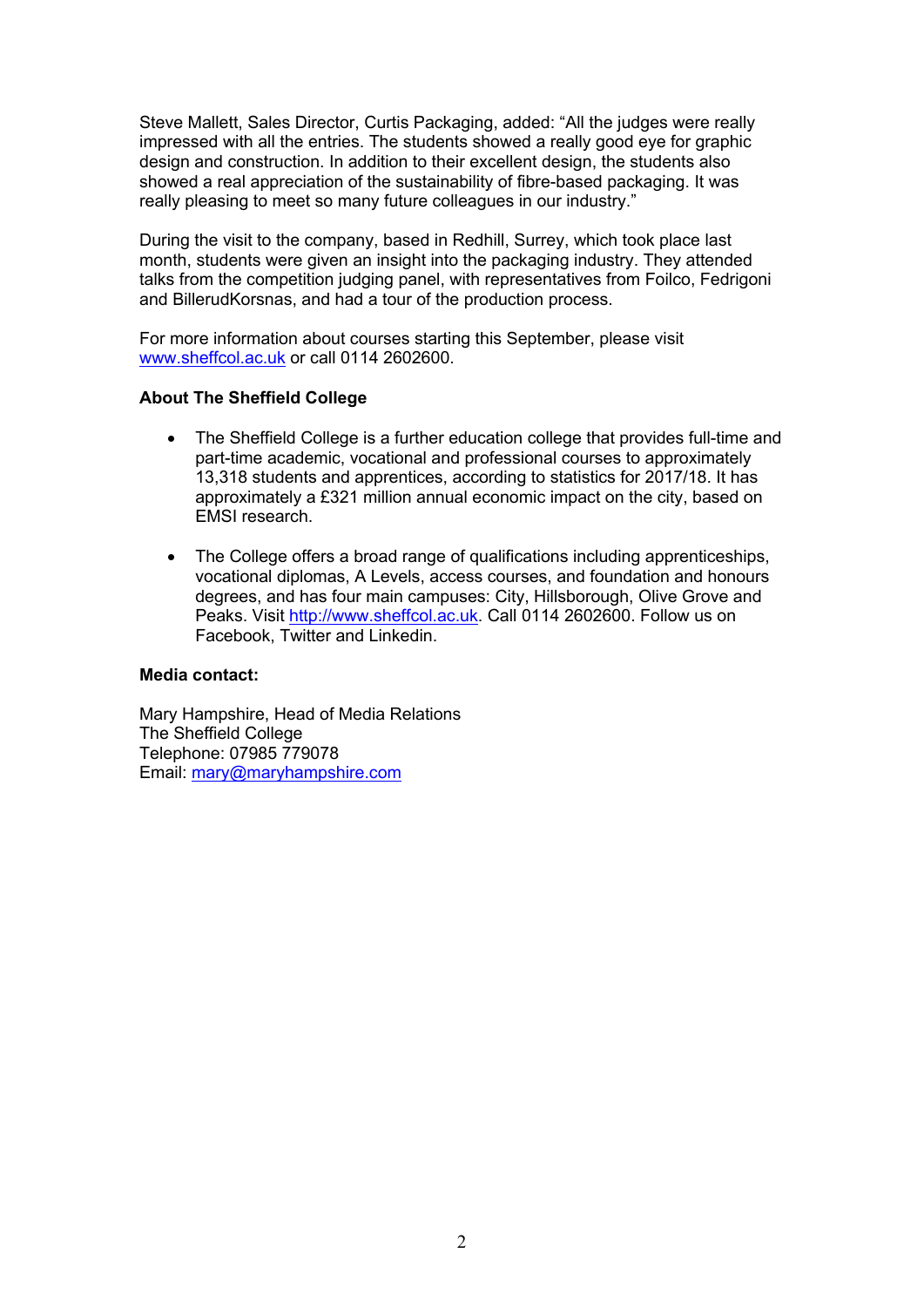Steve Mallett, Sales Director, Curtis Packaging, added: "All the judges were really impressed with all the entries. The students showed a really good eye for graphic design and construction. In addition to their excellent design, the students also showed a real appreciation of the sustainability of fibre-based packaging. It was really pleasing to meet so many future colleagues in our industry."

During the visit to the company, based in Redhill, Surrey, which took place last month, students were given an insight into the packaging industry. They attended talks from the competition judging panel, with representatives from Foilco, Fedrigoni and BillerudKorsnas, and had a tour of the production process.

For more information about courses starting this September, please visit www.sheffcol.ac.uk or call 0114 2602600.

**About The Sheffield College**

- The Sheffield College is a further education college that provides full-time and part-time academic, vocational and professional courses to approximately 13,318 students and apprentices, according to statistics for 2017/18. It has approximately a £321 million annual economic impact on the city, based on EMSI research.

- The College offers a broad range of qualifications including apprenticeships, vocational diplomas, A Levels, access courses, and foundation and honours degrees, and has four main campuses: City, Hillsborough, Olive Grove and Peaks. Visit http://www.sheffcol.ac.uk. Call 0114 2602600. Follow us on Facebook, Twitter and Linkedin.

**Media contact:**

Mary Hampshire, Head of Media Relations
The Sheffield College
Telephone: 07985 779078
Email: mary@maryhampshire.com